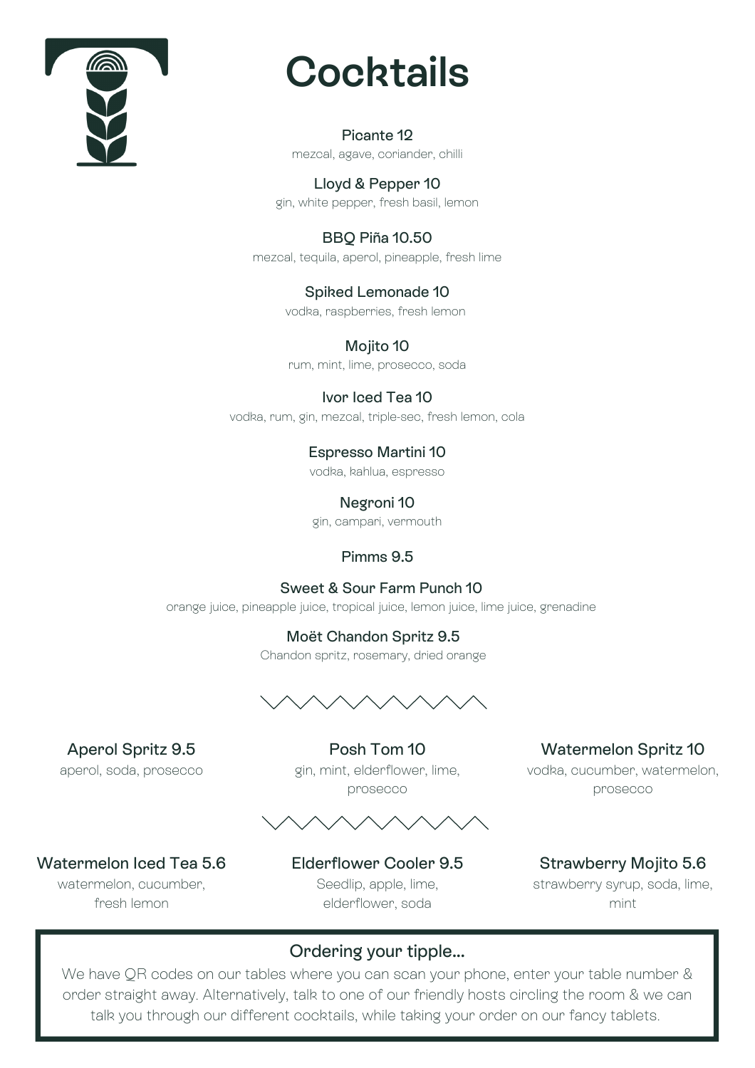# Cocktails

**Picante 12**
mezcal, agave, coriander, chilli

**Lloyd & Pepper 10**
gin, white pepper, fresh basil, lemon

**BBQ Piña 10.50**
mezcal, tequila, aperol, pineapple, fresh lime

**Spiked Lemonade 10**
vodka, raspberries, fresh lemon

**Mojito 10**
rum, mint, lime, prosecco, soda

**Ivor Iced Tea 10**
vodka, rum, gin, mezcal, triple-sec, fresh lemon, cola

**Espresso Martini 10**
vodka, kahlua, espresso

**Negroni 10**
gin, campari, vermouth

**Pimms 9.5**

**Sweet & Sour Farm Punch 10**
orange juice, pineapple juice, tropical juice, lemon juice, lime juice, grenadine

**Moët Chandon Spritz 9.5**
Chandon spritz, rosemary, dried orange

---

**Aperol Spritz 9.5**
aperol, soda, prosecco

**Posh Tom 10**
gin, mint, elderflower, lime, prosecco

**Watermelon Spritz 10**
vodka, cucumber, watermelon, prosecco

---

**Watermelon Iced Tea 5.6**
watermelon, cucumber, fresh lemon

**Elderflower Cooler 9.5**
Seedlip, apple, lime, elderflower, soda

**Strawberry Mojito 5.6**
strawberry syrup, soda, lime, mint

## Ordering your tipple...

We have QR codes on our tables where you can scan your phone, enter your table number & order straight away. Alternatively, talk to one of our friendly hosts circling the room & we can talk you through our different cocktails, while taking your order on our fancy tablets.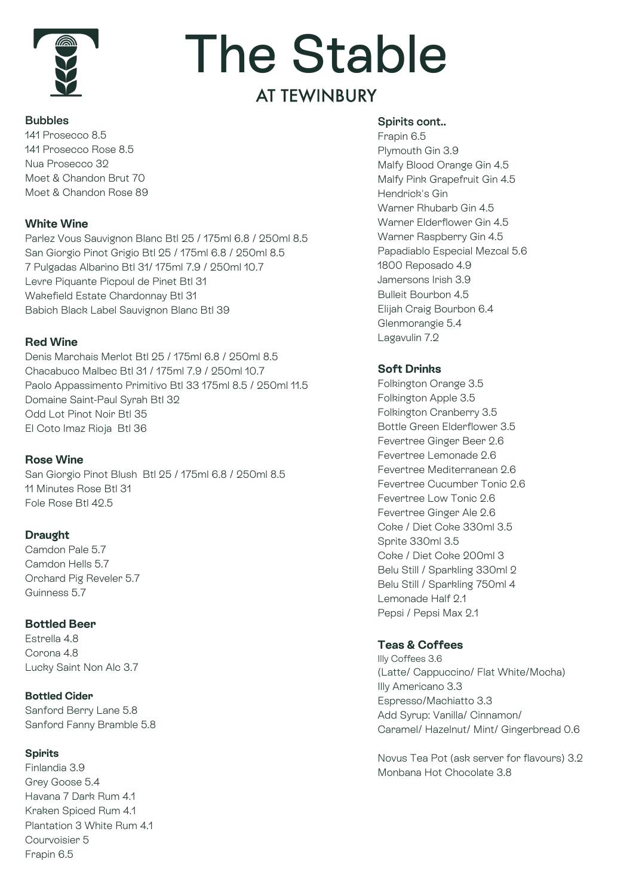# The Stable

## AT TEWINBURY

### Bubbles

141 Prosecco 8.5
141 Prosecco Rose 8.5
Nua Prosecco 32
Moet & Chandon Brut 70
Moet & Chandon Rose 89

### White Wine

Parlez Vous Sauvignon Blanc Btl 25 / 175ml 6.8 / 250ml 8.5
San Giorgio Pinot Grigio Btl 25 / 175ml 6.8 / 250ml 8.5
7 Pulgadas Albarino Btl 31/ 175ml 7.9 / 250ml 10.7
Levre Piquante Picpoul de Pinet Btl 31
Wakefield Estate Chardonnay Btl 31
Babich Black Label Sauvignon Blanc Btl 39

### Red Wine

Denis Marchais Merlot Btl 25 / 175ml 6.8 / 250ml 8.5
Chacabuco Malbec Btl 31 / 175ml 7.9 / 250ml 10.7
Paolo Appassimento Primitivo Btl 33 175ml 8.5 / 250ml 11.5
Domaine Saint-Paul Syrah Btl 32
Odd Lot Pinot Noir Btl 35
El Coto Imaz Rioja Btl 36

### Rose Wine

San Giorgio Pinot Blush Btl 25 / 175ml 6.8 / 250ml 8.5
11 Minutes Rose Btl 31
Fole Rose Btl 42.5

### Draught

Camdon Pale 5.7
Camdon Hells 5.7
Orchard Pig Reveler 5.7
Guinness 5.7

### Bottled Beer

Estrella 4.8
Corona 4.8
Lucky Saint Non Alc 3.7

### Bottled Cider

Sanford Berry Lane 5.8
Sanford Fanny Bramble 5.8

### Spirits

Finlandia 3.9
Grey Goose 5.4
Havana 7 Dark Rum 4.1
Kraken Spiced Rum 4.1
Plantation 3 White Rum 4.1
Courvoisier 5
Frapin 6.5

### Spirits cont..

Frapin 6.5
Plymouth Gin 3.9
Malfy Blood Orange Gin 4.5
Malfy Pink Grapefruit Gin 4.5
Hendrick's Gin
Warner Rhubarb Gin 4.5
Warner Elderflower Gin 4.5
Warner Raspberry Gin 4.5
Papadiablo Especial Mezcal 5.6
1800 Reposado 4.9
Jamersons Irish 3.9
Bulleit Bourbon 4.5
Elijah Craig Bourbon 6.4
Glenmorangie 5.4
Lagavulin 7.2

### Soft Drinks

Folkington Orange 3.5
Folkington Apple 3.5
Folkington Cranberry 3.5
Bottle Green Elderflower 3.5
Fevertree Ginger Beer 2.6
Fevertree Lemonade 2.6
Fevertree Mediterranean 2.6
Fevertree Cucumber Tonic 2.6
Fevertree Low Tonic 2.6
Fevertree Ginger Ale 2.6
Coke / Diet Coke 330ml 3.5
Sprite 330ml 3.5
Coke / Diet Coke 200ml 3
Belu Still / Sparkling 330ml 2
Belu Still / Sparkling 750ml 4
Lemonade Half 2.1
Pepsi / Pepsi Max 2.1

### Teas & Coffees

Illy Coffees 3.6
(Latte/ Cappuccino/ Flat White/Mocha)
Illy Americano 3.3
Espresso/Machiatto 3.3
Add Syrup: Vanilla/ Cinnamon/
Caramel/ Hazelnut/ Mint/ Gingerbread 0.6

Novus Tea Pot (ask server for flavours) 3.2
Monbana Hot Chocolate 3.8